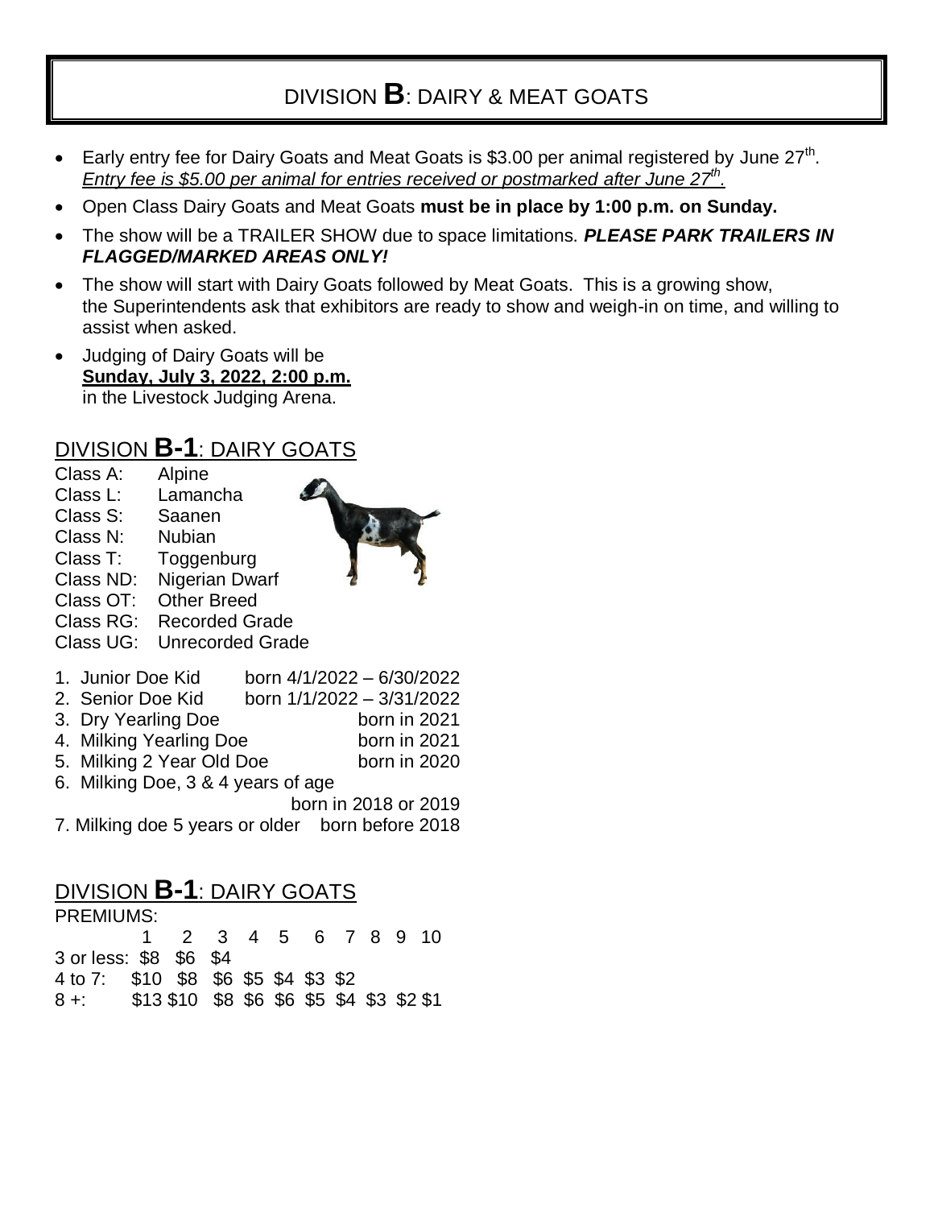# DIVISION **B**: DAIRY & MEAT GOATS

- Early entry fee for Dairy Goats and Meat Goats is \$3.00 per animal registered by June 27th.
  *Entry fee is \$5.00 per animal for entries received or postmarked after June 27th.*
- Open Class Dairy Goats and Meat Goats **must be in place by 1:00 p.m. on Sunday.**
- The show will be a TRAILER SHOW due to space limitations. ***PLEASE PARK TRAILERS IN FLAGGED/MARKED AREAS ONLY!***
- The show will start with Dairy Goats followed by Meat Goats. This is a growing show, the Superintendents ask that exhibitors are ready to show and weigh-in on time, and willing to assist when asked.
- Judging of Dairy Goats will be **Sunday, July 3, 2022, 2:00 p.m.** in the Livestock Judging Arena.

## DIVISION **B-1**: DAIRY GOATS

Class A: Alpine
Class L: Lamancha
Class S: Saanen
Class N: Nubian
Class T: Toggenburg
Class ND: Nigerian Dwarf
Class OT: Other Breed
Class RG: Recorded Grade
Class UG: Unrecorded Grade

1. Junior Doe Kid born 4/1/2022 – 6/30/2022
2. Senior Doe Kid born 1/1/2022 – 3/31/2022
3. Dry Yearling Doe born in 2021
4. Milking Yearling Doe born in 2021
5. Milking 2 Year Old Doe born in 2020
6. Milking Doe, 3 & 4 years of age born in 2018 or 2019
7. Milking doe 5 years or older born before 2018

## DIVISION **B-1**: DAIRY GOATS

PREMIUMS:

| | 1 | 2 | 3 | 4 | 5 | 6 | 7 | 8 | 9 | 10 |
|---|---|---|---|---|---|---|---|---|---|---|
| 3 or less: | \$8 | \$6 | \$4 | | | | | | | |
| 4 to 7: | \$10 | \$8 | \$6 | \$5 | \$4 | \$3 | \$2 | | | |
| 8 +: | \$13 | \$10 | \$8 | \$6 | \$6 | \$5 | \$4 | \$3 | \$2 | \$1 |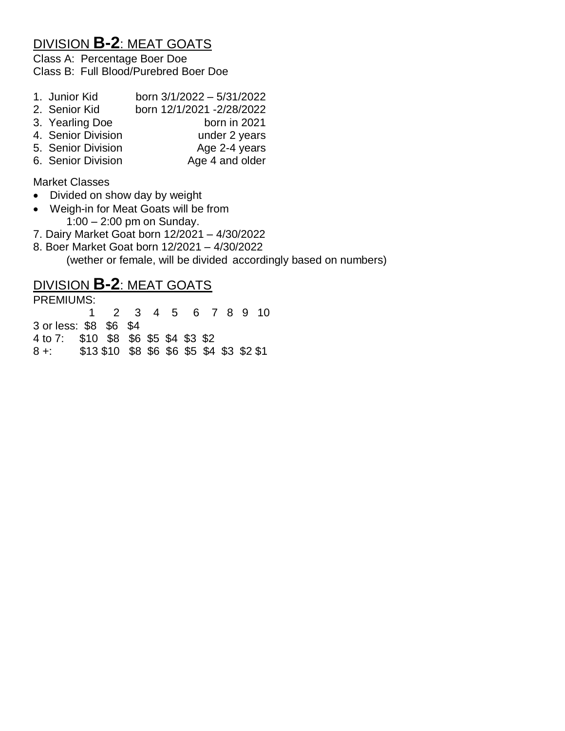## DIVISION **B-2**: MEAT GOATS

Class A: Percentage Boer Doe
Class B: Full Blood/Purebred Boer Doe

| | | |
|---|---|---|
| 1. | Junior Kid | born 3/1/2022 – 5/31/2022 |
| 2. | Senior Kid | born 12/1/2021 -2/28/2022 |
| 3. | Yearling Doe | born in 2021 |
| 4. | Senior Division | under 2 years |
| 5. | Senior Division | Age 2-4 years |
| 6. | Senior Division | Age 4 and older |

Market Classes

- Divided on show day by weight
- Weigh-in for Meat Goats will be from 1:00 – 2:00 pm on Sunday.

7. Dairy Market Goat born 12/2021 – 4/30/2022
8. Boer Market Goat born 12/2021 – 4/30/2022
   (wether or female, will be divided accordingly based on numbers)

## DIVISION **B-2**: MEAT GOATS

PREMIUMS:

| | 1 | 2 | 3 | 4 | 5 | 6 | 7 | 8 | 9 | 10 |
|---|---|---|---|---|---|---|---|---|---|---|
| 3 or less: | $8 | $6 | $4 | | | | | | | |
| 4 to 7: | $10 | $8 | $6 | $5 | $4 | $3 | $2 | | | |
| 8 +: | $13 | $10 | $8 | $6 | $6 | $5 | $4 | $3 | $2 | $1 |